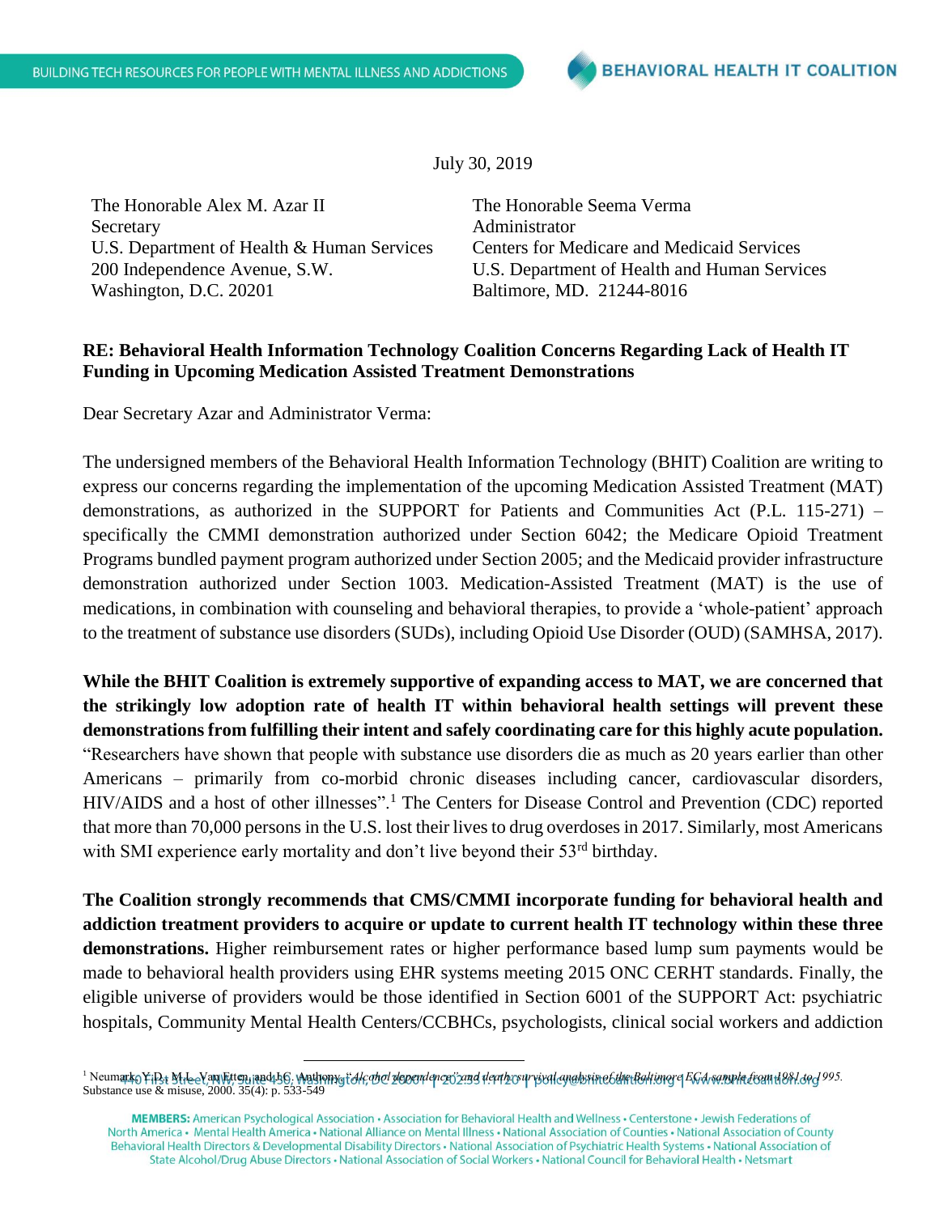July 30, 2019

The Honorable Alex M. Azar II
Secretary
U.S. Department of Health & Human Services
200 Independence Avenue, S.W.
Washington, D.C. 20201

The Honorable Seema Verma
Administrator
Centers for Medicare and Medicaid Services
U.S. Department of Health and Human Services
Baltimore, MD. 21244-8016

**RE: Behavioral Health Information Technology Coalition Concerns Regarding Lack of Health IT Funding in Upcoming Medication Assisted Treatment Demonstrations**

Dear Secretary Azar and Administrator Verma:

The undersigned members of the Behavioral Health Information Technology (BHIT) Coalition are writing to express our concerns regarding the implementation of the upcoming Medication Assisted Treatment (MAT) demonstrations, as authorized in the SUPPORT for Patients and Communities Act (P.L. 115-271) – specifically the CMMI demonstration authorized under Section 6042; the Medicare Opioid Treatment Programs bundled payment program authorized under Section 2005; and the Medicaid provider infrastructure demonstration authorized under Section 1003. Medication-Assisted Treatment (MAT) is the use of medications, in combination with counseling and behavioral therapies, to provide a 'whole-patient' approach to the treatment of substance use disorders (SUDs), including Opioid Use Disorder (OUD) (SAMHSA, 2017).

**While the BHIT Coalition is extremely supportive of expanding access to MAT, we are concerned that the strikingly low adoption rate of health IT within behavioral health settings will prevent these demonstrations from fulfilling their intent and safely coordinating care for this highly acute population.** "Researchers have shown that people with substance use disorders die as much as 20 years earlier than other Americans – primarily from co-morbid chronic diseases including cancer, cardiovascular disorders, HIV/AIDS and a host of other illnesses".[1] The Centers for Disease Control and Prevention (CDC) reported that more than 70,000 persons in the U.S. lost their lives to drug overdoses in 2017. Similarly, most Americans with SMI experience early mortality and don't live beyond their 53rd birthday.

**The Coalition strongly recommends that CMS/CMMI incorporate funding for behavioral health and addiction treatment providers to acquire or update to current health IT technology within these three demonstrations.** Higher reimbursement rates or higher performance based lump sum payments would be made to behavioral health providers using EHR systems meeting 2015 ONC CERHT standards. Finally, the eligible universe of providers would be those identified in Section 6001 of the SUPPORT Act: psychiatric hospitals, Community Mental Health Centers/CCBHCs, psychologists, clinical social workers and addiction

[1] Neumark, Y.D., M.L. Van Etten, and J.C. Anthony, *"Alcohol dependence" and death: survival analysis of the Baltimore ECA sample from 1981 to 1995.* Substance use & misuse, 2000. 35(4): p. 533-549

**MEMBERS:** American Psychological Association • Association for Behavioral Health and Wellness • Centerstone • Jewish Federations of North America • Mental Health America • National Alliance on Mental Illness • National Association of Counties • National Association of County Behavioral Health Directors & Developmental Disability Directors • National Association of Psychiatric Health Systems • National Association of State Alcohol/Drug Abuse Directors • National Association of Social Workers • National Council for Behavioral Health • Netsmart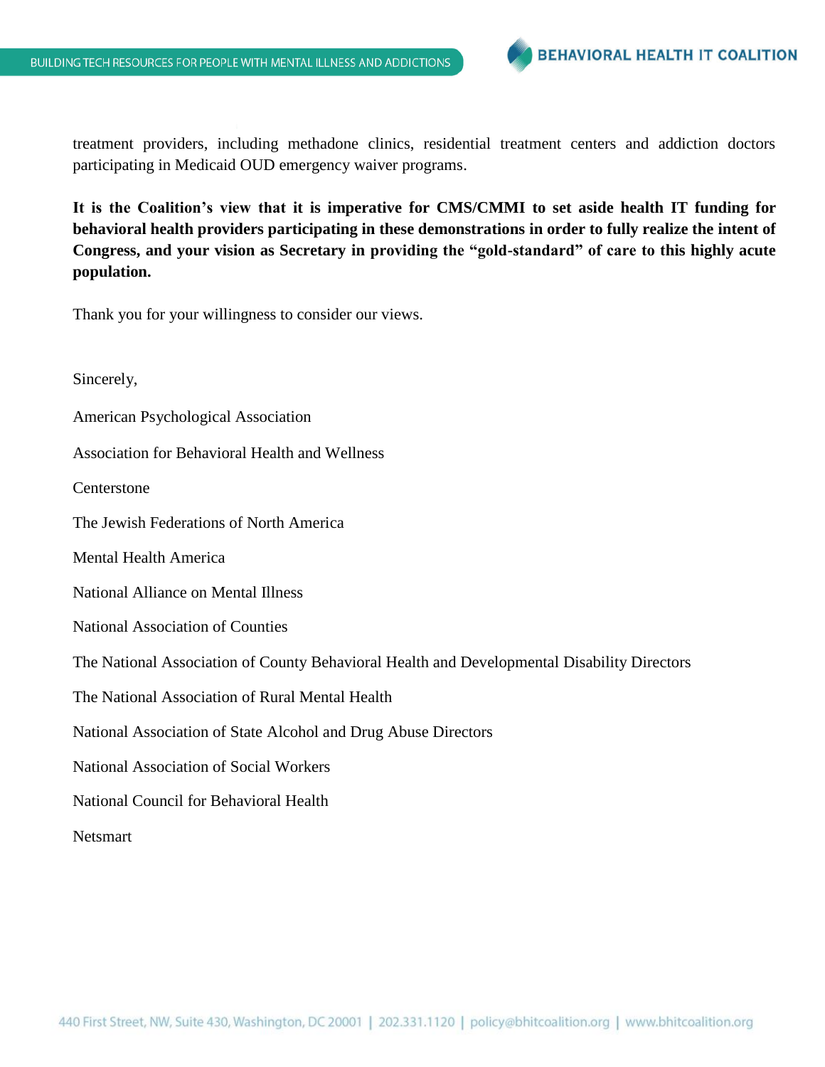treatment providers, including methadone clinics, residential treatment centers and addiction doctors participating in Medicaid OUD emergency waiver programs.

**It is the Coalition's view that it is imperative for CMS/CMMI to set aside health IT funding for behavioral health providers participating in these demonstrations in order to fully realize the intent of Congress, and your vision as Secretary in providing the "gold-standard" of care to this highly acute population.**

Thank you for your willingness to consider our views.

Sincerely,

American Psychological Association

Association for Behavioral Health and Wellness

Centerstone

The Jewish Federations of North America

Mental Health America

National Alliance on Mental Illness

National Association of Counties

The National Association of County Behavioral Health and Developmental Disability Directors

The National Association of Rural Mental Health

National Association of State Alcohol and Drug Abuse Directors

National Association of Social Workers

National Council for Behavioral Health

Netsmart